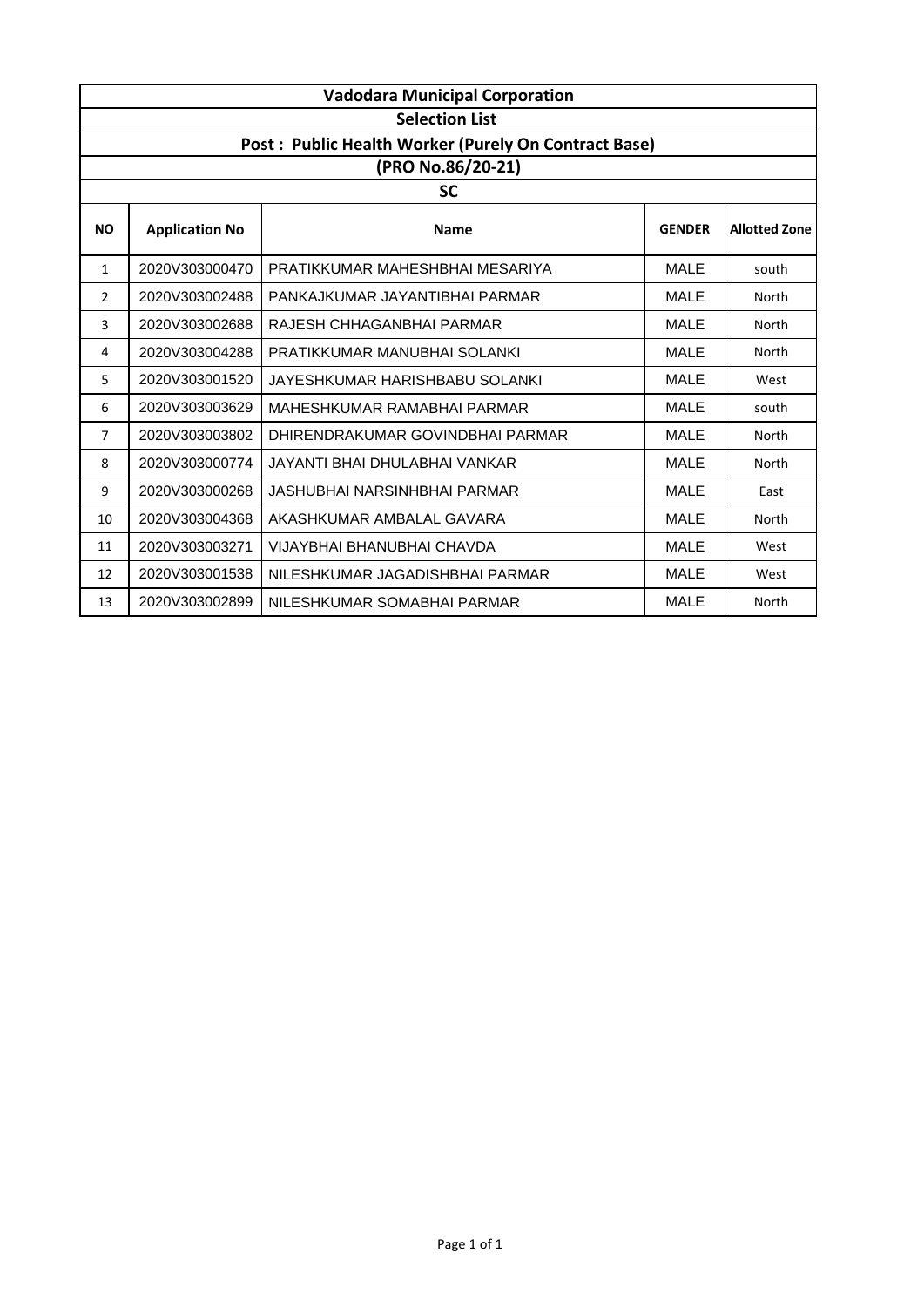# Vadodara Municipal Corporation

## Selection List

### Post : Public Health Worker (Purely On Contract Base)

### (PRO No.86/20-21)

### SC

| NO | Application No | Name | GENDER | Allotted Zone |
|---|---|---|---|---|
| 1 | 2020V303000470 | PRATIKKUMAR MAHESHBHAI MESARIYA | MALE | south |
| 2 | 2020V303002488 | PANKAJKUMAR JAYANTIBHAI PARMAR | MALE | North |
| 3 | 2020V303002688 | RAJESH CHHAGANBHAI PARMAR | MALE | North |
| 4 | 2020V303004288 | PRATIKKUMAR MANUBHAI SOLANKI | MALE | North |
| 5 | 2020V303001520 | JAYESHKUMAR HARISHBABU SOLANKI | MALE | West |
| 6 | 2020V303003629 | MAHESHKUMAR RAMABHAI PARMAR | MALE | south |
| 7 | 2020V303003802 | DHIRENDRAKUMAR GOVINDBHAI PARMAR | MALE | North |
| 8 | 2020V303000774 | JAYANTI BHAI DHULABHAI VANKAR | MALE | North |
| 9 | 2020V303000268 | JASHUBHAI NARSINHBHAI PARMAR | MALE | East |
| 10 | 2020V303004368 | AKASHKUMAR AMBALAL GAVARA | MALE | North |
| 11 | 2020V303003271 | VIJAYBHAI BHANUBHAI CHAVDA | MALE | West |
| 12 | 2020V303001538 | NILESHKUMAR JAGADISHBHAI PARMAR | MALE | West |
| 13 | 2020V303002899 | NILESHKUMAR SOMABHAI PARMAR | MALE | North |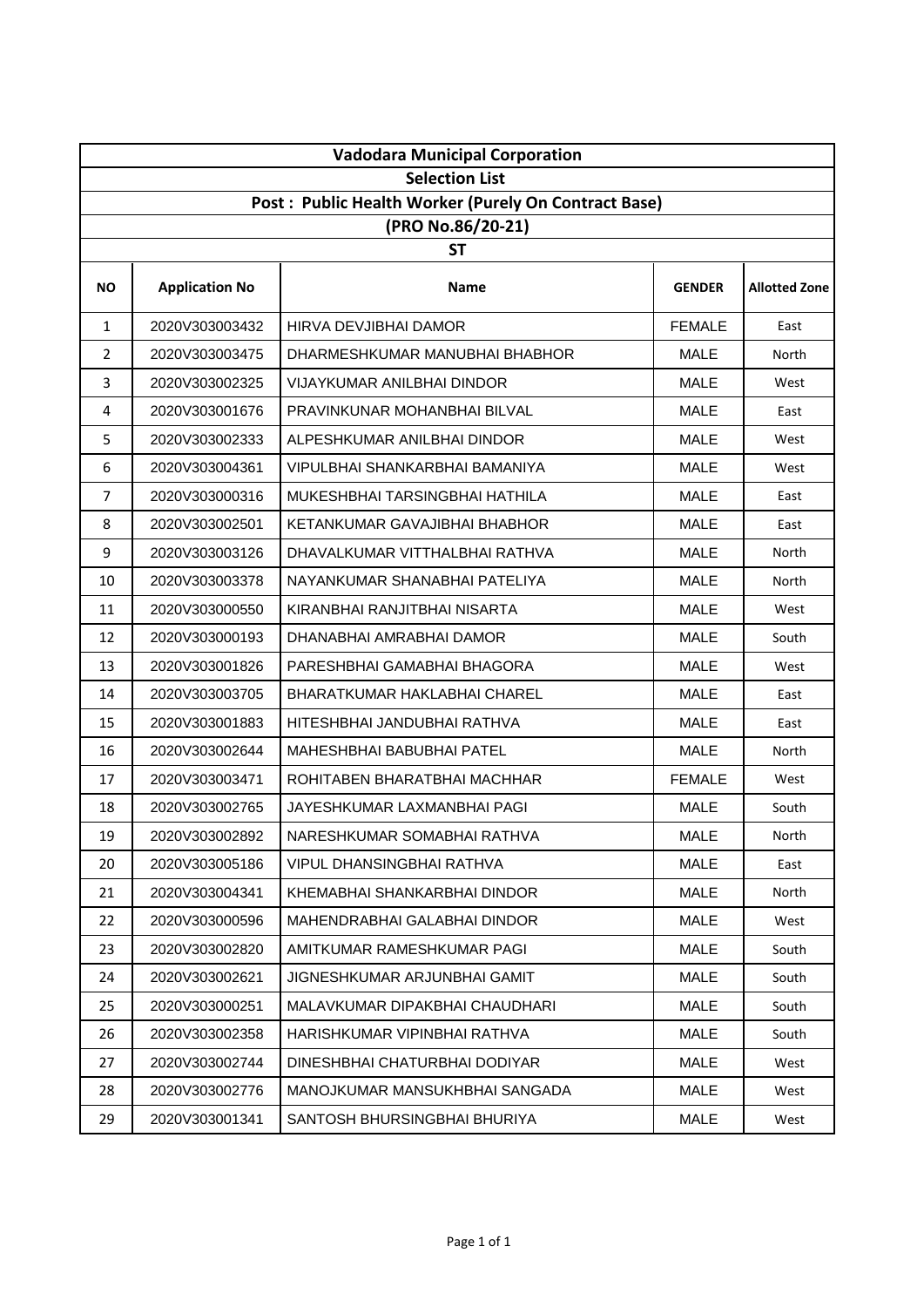| Vadodara Municipal Corporation | | | | |
|---|---|---|---|---|
| Selection List | | | | |
| Post : Public Health Worker (Purely On Contract Base) | | | | |
| (PRO No.86/20-21) | | | | |
| ST | | | | |
| **NO** | **Application No** | **Name** | **GENDER** | **Allotted Zone** |
| 1 | 2020V303003432 | HIRVA DEVJIBHAI DAMOR | FEMALE | East |
| 2 | 2020V303003475 | DHARMESHKUMAR MANUBHAI BHABHOR | MALE | North |
| 3 | 2020V303002325 | VIJAYKUMAR ANILBHAI DINDOR | MALE | West |
| 4 | 2020V303001676 | PRAVINKUNAR MOHANBHAI BILVAL | MALE | East |
| 5 | 2020V303002333 | ALPESHKUMAR ANILBHAI DINDOR | MALE | West |
| 6 | 2020V303004361 | VIPULBHAI SHANKARBHAI BAMANIYA | MALE | West |
| 7 | 2020V303000316 | MUKESHBHAI TARSINGBHAI HATHILA | MALE | East |
| 8 | 2020V303002501 | KETANKUMAR GAVAJIBHAI BHABHOR | MALE | East |
| 9 | 2020V303003126 | DHAVALKUMAR VITTHALBHAI RATHVA | MALE | North |
| 10 | 2020V303003378 | NAYANKUMAR SHANABHAI PATELIYA | MALE | North |
| 11 | 2020V303000550 | KIRANBHAI RANJITBHAI NISARTA | MALE | West |
| 12 | 2020V303000193 | DHANABHAI AMRABHAI DAMOR | MALE | South |
| 13 | 2020V303001826 | PARESHBHAI GAMABHAI BHAGORA | MALE | West |
| 14 | 2020V303003705 | BHARATKUMAR HAKLABHAI CHAREL | MALE | East |
| 15 | 2020V303001883 | HITESHBHAI JANDUBHAI RATHVA | MALE | East |
| 16 | 2020V303002644 | MAHESHBHAI BABUBHAI PATEL | MALE | North |
| 17 | 2020V303003471 | ROHITABEN BHARATBHAI MACHHAR | FEMALE | West |
| 18 | 2020V303002765 | JAYESHKUMAR LAXMANBHAI PAGI | MALE | South |
| 19 | 2020V303002892 | NARESHKUMAR SOMABHAI RATHVA | MALE | North |
| 20 | 2020V303005186 | VIPUL DHANSINGBHAI RATHVA | MALE | East |
| 21 | 2020V303004341 | KHEMABHAI SHANKARBHAI DINDOR | MALE | North |
| 22 | 2020V303000596 | MAHENDRABHAI GALABHAI DINDOR | MALE | West |
| 23 | 2020V303002820 | AMITKUMAR RAMESHKUMAR PAGI | MALE | South |
| 24 | 2020V303002621 | JIGNESHKUMAR ARJUNBHAI GAMIT | MALE | South |
| 25 | 2020V303000251 | MALAVKUMAR DIPAKBHAI CHAUDHARI | MALE | South |
| 26 | 2020V303002358 | HARISHKUMAR VIPINBHAI RATHVA | MALE | South |
| 27 | 2020V303002744 | DINESHBHAI CHATURBHAI DODIYAR | MALE | West |
| 28 | 2020V303002776 | MANOJKUMAR MANSUKHBHAI SANGADA | MALE | West |
| 29 | 2020V303001341 | SANTOSH BHURSINGBHAI BHURIYA | MALE | West |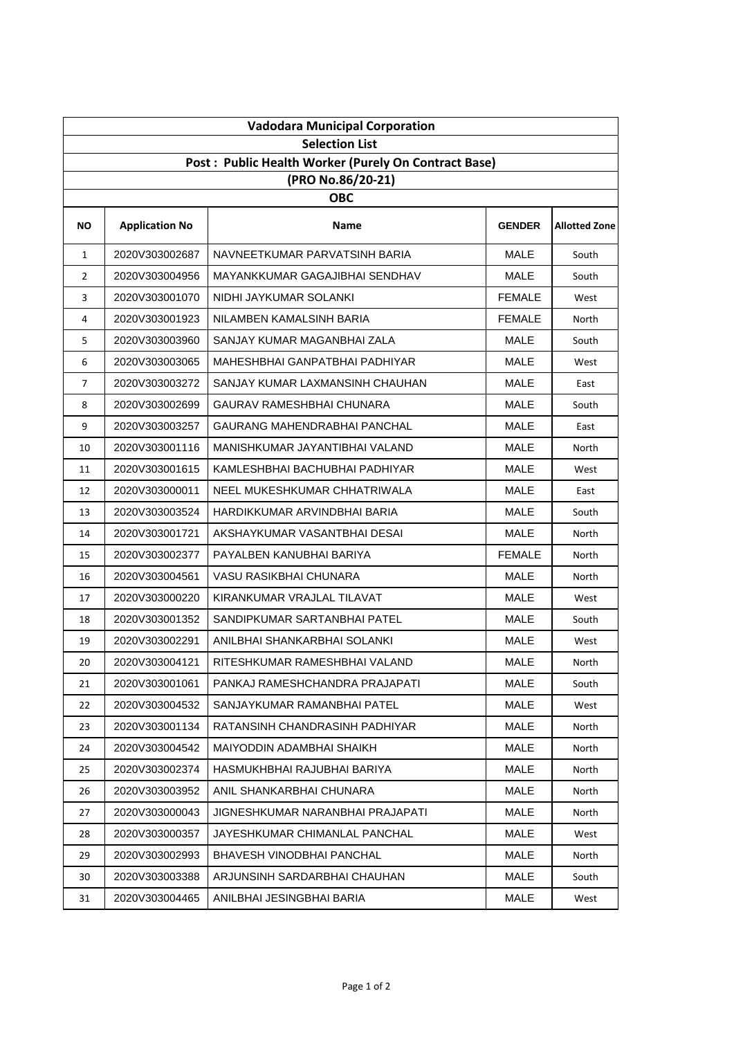| Vadodara Municipal Corporation | | | | |
|---|---|---|---|---|
| **Selection List** | | | | |
| **Post : Public Health Worker (Purely On Contract Base)** | | | | |
| **(PRO No.86/20-21)** | | | | |
| **OBC** | | | | |
| **NO** | **Application No** | **Name** | **GENDER** | **Allotted Zone** |
| 1 | 2020V303002687 | NAVNEETKUMAR PARVATSINH BARIA | MALE | South |
| 2 | 2020V303004956 | MAYANKKUMAR GAGAJIBHAI SENDHAV | MALE | South |
| 3 | 2020V303001070 | NIDHI JAYKUMAR SOLANKI | FEMALE | West |
| 4 | 2020V303001923 | NILAMBEN KAMALSINH BARIA | FEMALE | North |
| 5 | 2020V303003960 | SANJAY KUMAR MAGANBHAI ZALA | MALE | South |
| 6 | 2020V303003065 | MAHESHBHAI GANPATBHAI PADHIYAR | MALE | West |
| 7 | 2020V303003272 | SANJAY KUMAR LAXMANSINH CHAUHAN | MALE | East |
| 8 | 2020V303002699 | GAURAV RAMESHBHAI CHUNARA | MALE | South |
| 9 | 2020V303003257 | GAURANG MAHENDRABHAI PANCHAL | MALE | East |
| 10 | 2020V303001116 | MANISHKUMAR JAYANTIBHAI VALAND | MALE | North |
| 11 | 2020V303001615 | KAMLESHBHAI BACHUBHAI PADHIYAR | MALE | West |
| 12 | 2020V303000011 | NEEL MUKESHKUMAR CHHATRIWALA | MALE | East |
| 13 | 2020V303003524 | HARDIKKUMAR ARVINDBHAI BARIA | MALE | South |
| 14 | 2020V303001721 | AKSHAYKUMAR VASANTBHAI DESAI | MALE | North |
| 15 | 2020V303002377 | PAYALBEN KANUBHAI BARIYA | FEMALE | North |
| 16 | 2020V303004561 | VASU RASIKBHAI CHUNARA | MALE | North |
| 17 | 2020V303000220 | KIRANKUMAR VRAJLAL TILAVAT | MALE | West |
| 18 | 2020V303001352 | SANDIPKUMAR SARTANBHAI PATEL | MALE | South |
| 19 | 2020V303002291 | ANILBHAI SHANKARBHAI SOLANKI | MALE | West |
| 20 | 2020V303004121 | RITESHKUMAR RAMESHBHAI VALAND | MALE | North |
| 21 | 2020V303001061 | PANKAJ RAMESHCHANDRA PRAJAPATI | MALE | South |
| 22 | 2020V303004532 | SANJAYKUMAR RAMANBHAI PATEL | MALE | West |
| 23 | 2020V303001134 | RATANSINH CHANDRASINH PADHIYAR | MALE | North |
| 24 | 2020V303004542 | MAIYODDIN ADAMBHAI SHAIKH | MALE | North |
| 25 | 2020V303002374 | HASMUKHBHAI RAJUBHAI BARIYA | MALE | North |
| 26 | 2020V303003952 | ANIL SHANKARBHAI CHUNARA | MALE | North |
| 27 | 2020V303000043 | JIGNESHKUMAR NARANBHAI PRAJAPATI | MALE | North |
| 28 | 2020V303000357 | JAYESHKUMAR CHIMANLAL PANCHAL | MALE | West |
| 29 | 2020V303002993 | BHAVESH VINODBHAI PANCHAL | MALE | North |
| 30 | 2020V303003388 | ARJUNSINH SARDARBHAI CHAUHAN | MALE | South |
| 31 | 2020V303004465 | ANILBHAI JESINGBHAI BARIA | MALE | West |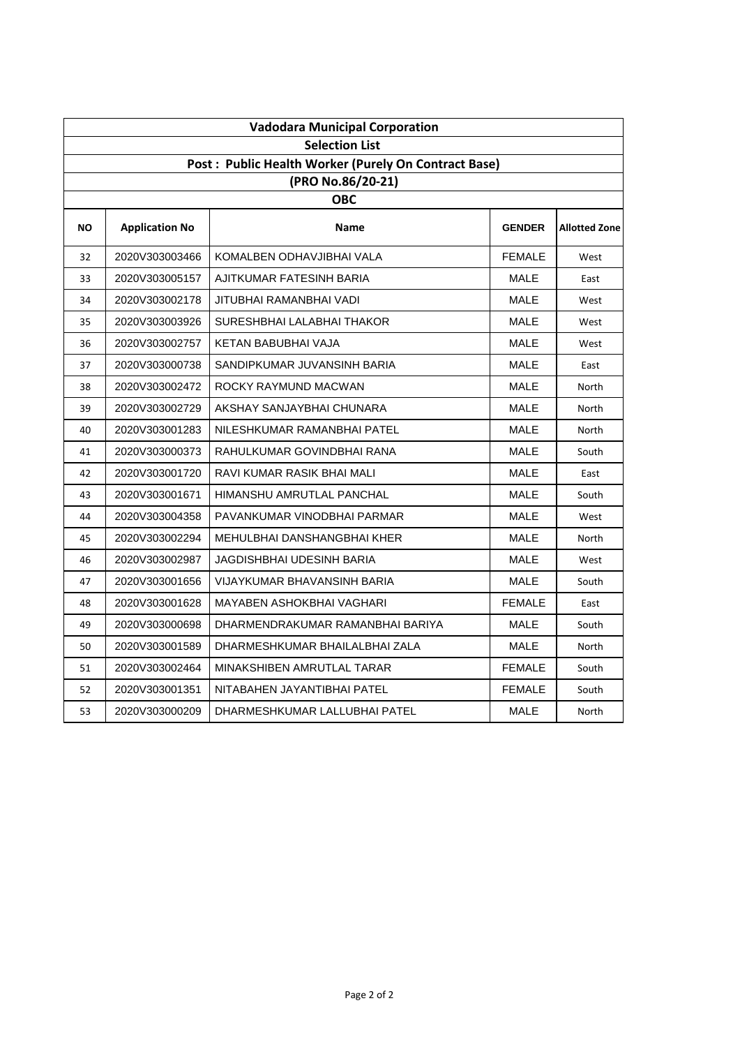| Vadodara Municipal Corporation | | | | |
|---|---|---|---|---|
| Selection List | | | | |
| Post : Public Health Worker (Purely On Contract Base) | | | | |
| (PRO No.86/20-21) | | | | |
| OBC | | | | |
| NO | Application No | Name | GENDER | Allotted Zone |
| 32 | 2020V303003466 | KOMALBEN ODHAVJIBHAI VALA | FEMALE | West |
| 33 | 2020V303005157 | AJITKUMAR FATESINH BARIA | MALE | East |
| 34 | 2020V303002178 | JITUBHAI RAMANBHAI VADI | MALE | West |
| 35 | 2020V303003926 | SURESHBHAI LALABHAI THAKOR | MALE | West |
| 36 | 2020V303002757 | KETAN BABUBHAI VAJA | MALE | West |
| 37 | 2020V303000738 | SANDIPKUMAR JUVANSINH BARIA | MALE | East |
| 38 | 2020V303002472 | ROCKY RAYMUND MACWAN | MALE | North |
| 39 | 2020V303002729 | AKSHAY SANJAYBHAI CHUNARA | MALE | North |
| 40 | 2020V303001283 | NILESHKUMAR RAMANBHAI PATEL | MALE | North |
| 41 | 2020V303000373 | RAHULKUMAR GOVINDBHAI RANA | MALE | South |
| 42 | 2020V303001720 | RAVI KUMAR RASIK BHAI MALI | MALE | East |
| 43 | 2020V303001671 | HIMANSHU AMRUTLAL PANCHAL | MALE | South |
| 44 | 2020V303004358 | PAVANKUMAR VINODBHAI PARMAR | MALE | West |
| 45 | 2020V303002294 | MEHULBHAI DANSHANGBHAI KHER | MALE | North |
| 46 | 2020V303002987 | JAGDISHBHAI UDESINH BARIA | MALE | West |
| 47 | 2020V303001656 | VIJAYKUMAR BHAVANSINH BARIA | MALE | South |
| 48 | 2020V303001628 | MAYABEN ASHOKBHAI VAGHARI | FEMALE | East |
| 49 | 2020V303000698 | DHARMENDRAKUMAR RAMANBHAI BARIYA | MALE | South |
| 50 | 2020V303001589 | DHARMESHKUMAR BHAILALBHAI ZALA | MALE | North |
| 51 | 2020V303002464 | MINAKSHIBEN AMRUTLAL TARAR | FEMALE | South |
| 52 | 2020V303001351 | NITABAHEN JAYANTIBHAI PATEL | FEMALE | South |
| 53 | 2020V303000209 | DHARMESHKUMAR LALLUBHAI PATEL | MALE | North |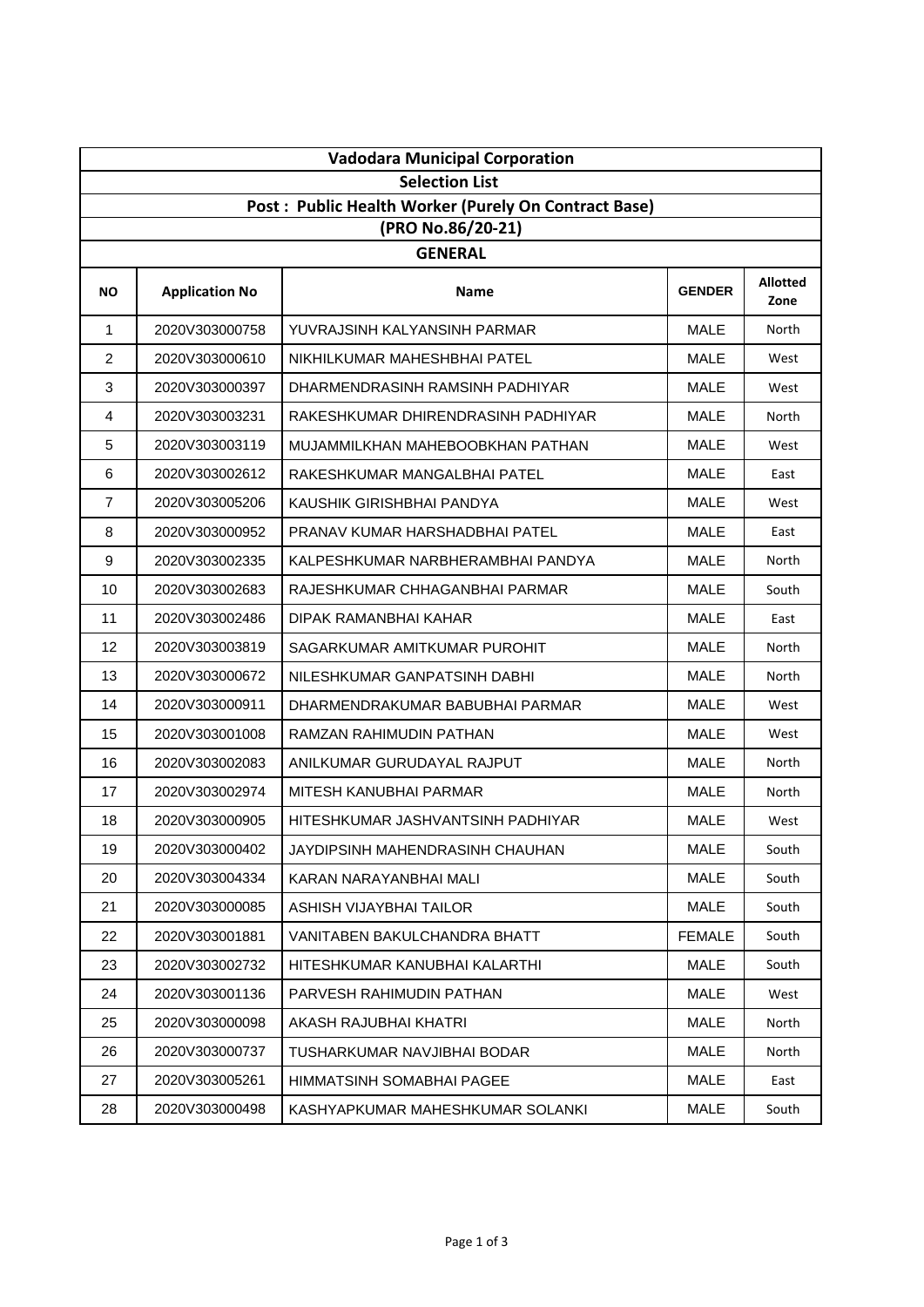| Vadodara Municipal Corporation | | | | |
|---|---|---|---|---|
| Selection List | | | | |
| Post : Public Health Worker (Purely On Contract Base) | | | | |
| (PRO No.86/20-21) | | | | |
| GENERAL | | | | |
| **NO** | **Application No** | **Name** | **GENDER** | **Allotted Zone** |
| 1 | 2020V303000758 | YUVRAJSINH KALYANSINH PARMAR | MALE | North |
| 2 | 2020V303000610 | NIKHILKUMAR MAHESHBHAI PATEL | MALE | West |
| 3 | 2020V303000397 | DHARMENDRASINH RAMSINH PADHIYAR | MALE | West |
| 4 | 2020V303003231 | RAKESHKUMAR DHIRENDRASINH PADHIYAR | MALE | North |
| 5 | 2020V303003119 | MUJAMMILKHAN MAHEBOOBKHAN PATHAN | MALE | West |
| 6 | 2020V303002612 | RAKESHKUMAR MANGALBHAI PATEL | MALE | East |
| 7 | 2020V303005206 | KAUSHIK GIRISHBHAI PANDYA | MALE | West |
| 8 | 2020V303000952 | PRANAV KUMAR HARSHADBHAI PATEL | MALE | East |
| 9 | 2020V303002335 | KALPESHKUMAR NARBHERAMBHAI PANDYA | MALE | North |
| 10 | 2020V303002683 | RAJESHKUMAR CHHAGANBHAI PARMAR | MALE | South |
| 11 | 2020V303002486 | DIPAK RAMANBHAI KAHAR | MALE | East |
| 12 | 2020V303003819 | SAGARKUMAR AMITKUMAR PUROHIT | MALE | North |
| 13 | 2020V303000672 | NILESHKUMAR GANPATSINH DABHI | MALE | North |
| 14 | 2020V303000911 | DHARMENDRAKUMAR BABUBHAI PARMAR | MALE | West |
| 15 | 2020V303001008 | RAMZAN RAHIMUDIN PATHAN | MALE | West |
| 16 | 2020V303002083 | ANILKUMAR GURUDAYAL RAJPUT | MALE | North |
| 17 | 2020V303002974 | MITESH KANUBHAI PARMAR | MALE | North |
| 18 | 2020V303000905 | HITESHKUMAR JASHVANTSINH PADHIYAR | MALE | West |
| 19 | 2020V303000402 | JAYDIPSINH MAHENDRASINH CHAUHAN | MALE | South |
| 20 | 2020V303004334 | KARAN NARAYANBHAI MALI | MALE | South |
| 21 | 2020V303000085 | ASHISH VIJAYBHAI TAILOR | MALE | South |
| 22 | 2020V303001881 | VANITABEN BAKULCHANDRA BHATT | FEMALE | South |
| 23 | 2020V303002732 | HITESHKUMAR KANUBHAI KALARTHI | MALE | South |
| 24 | 2020V303001136 | PARVESH RAHIMUDIN PATHAN | MALE | West |
| 25 | 2020V303000098 | AKASH RAJUBHAI KHATRI | MALE | North |
| 26 | 2020V303000737 | TUSHARKUMAR NAVJIBHAI BODAR | MALE | North |
| 27 | 2020V303005261 | HIMMATSINH SOMABHAI PAGEE | MALE | East |
| 28 | 2020V303000498 | KASHYAPKUMAR MAHESHKUMAR SOLANKI | MALE | South |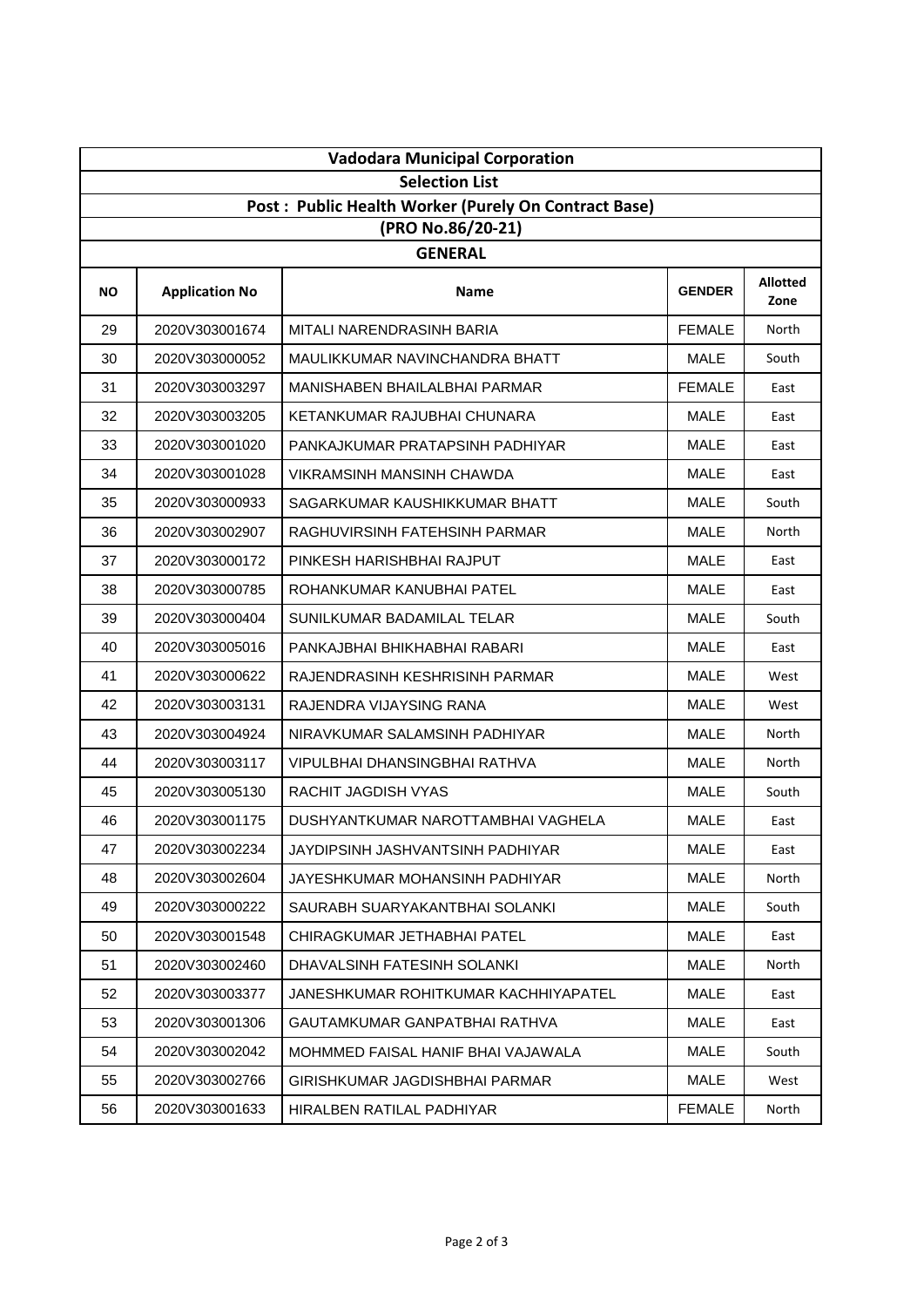| Vadodara Municipal Corporation | | | | |
|---|---|---|---|---|
| Selection List | | | | |
| Post : Public Health Worker (Purely On Contract Base) | | | | |
| (PRO No.86/20-21) | | | | |
| GENERAL | | | | |
| NO | Application No | Name | GENDER | Allotted Zone |
| 29 | 2020V303001674 | MITALI NARENDRASINH BARIA | FEMALE | North |
| 30 | 2020V303000052 | MAULIKKUMAR NAVINCHANDRA BHATT | MALE | South |
| 31 | 2020V303003297 | MANISHABEN BHAILALBHAI PARMAR | FEMALE | East |
| 32 | 2020V303003205 | KETANKUMAR RAJUBHAI CHUNARA | MALE | East |
| 33 | 2020V303001020 | PANKAJKUMAR PRATAPSINH PADHIYAR | MALE | East |
| 34 | 2020V303001028 | VIKRAMSINH MANSINH CHAWDA | MALE | East |
| 35 | 2020V303000933 | SAGARKUMAR KAUSHIKKUMAR BHATT | MALE | South |
| 36 | 2020V303002907 | RAGHUVIRSINH FATEHSINH PARMAR | MALE | North |
| 37 | 2020V303000172 | PINKESH HARISHBHAI RAJPUT | MALE | East |
| 38 | 2020V303000785 | ROHANKUMAR KANUBHAI PATEL | MALE | East |
| 39 | 2020V303000404 | SUNILKUMAR BADAMILAL TELAR | MALE | South |
| 40 | 2020V303005016 | PANKAJBHAI BHIKHABHAI RABARI | MALE | East |
| 41 | 2020V303000622 | RAJENDRASINH KESHRISINH PARMAR | MALE | West |
| 42 | 2020V303003131 | RAJENDRA VIJAYSING RANA | MALE | West |
| 43 | 2020V303004924 | NIRAVKUMAR SALAMSINH PADHIYAR | MALE | North |
| 44 | 2020V303003117 | VIPULBHAI DHANSINGBHAI RATHVA | MALE | North |
| 45 | 2020V303005130 | RACHIT JAGDISH VYAS | MALE | South |
| 46 | 2020V303001175 | DUSHYANTKUMAR NAROTTAMBHAI VAGHELA | MALE | East |
| 47 | 2020V303002234 | JAYDIPSINH JASHVANTSINH PADHIYAR | MALE | East |
| 48 | 2020V303002604 | JAYESHKUMAR MOHANSINH PADHIYAR | MALE | North |
| 49 | 2020V303000222 | SAURABH SUARYAKANTBHAI SOLANKI | MALE | South |
| 50 | 2020V303001548 | CHIRAGKUMAR JETHABHAI PATEL | MALE | East |
| 51 | 2020V303002460 | DHAVALSINH FATESINH SOLANKI | MALE | North |
| 52 | 2020V303003377 | JANESHKUMAR ROHITKUMAR KACHHIYAPATEL | MALE | East |
| 53 | 2020V303001306 | GAUTAMKUMAR GANPATBHAI RATHVA | MALE | East |
| 54 | 2020V303002042 | MOHMMED FAISAL HANIF BHAI VAJAWALA | MALE | South |
| 55 | 2020V303002766 | GIRISHKUMAR JAGDISHBHAI PARMAR | MALE | West |
| 56 | 2020V303001633 | HIRALBEN RATILAL PADHIYAR | FEMALE | North |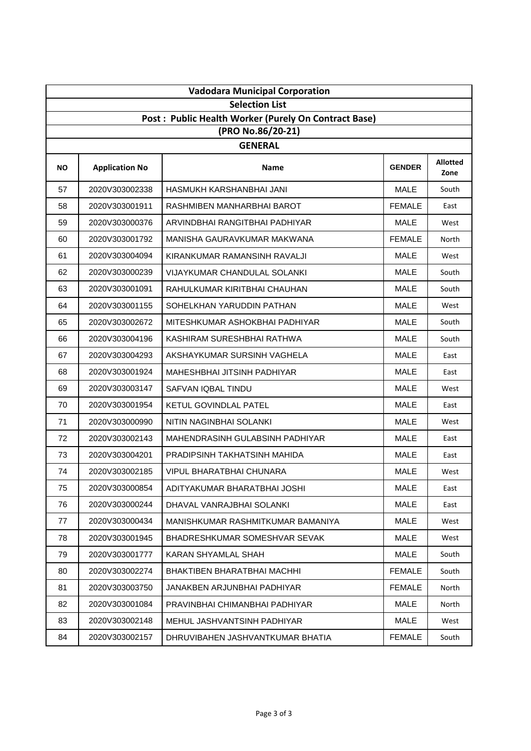## Vadodara Municipal Corporation

### Selection List

### Post : Public Health Worker (Purely On Contract Base)

### (PRO No.86/20-21)

### GENERAL

| NO | Application No | Name | GENDER | Allotted Zone |
|---|---|---|---|---|
| 57 | 2020V303002338 | HASMUKH KARSHANBHAI JANI | MALE | South |
| 58 | 2020V303001911 | RASHMIBEN MANHARBHAI BAROT | FEMALE | East |
| 59 | 2020V303000376 | ARVINDBHAI RANGITBHAI PADHIYAR | MALE | West |
| 60 | 2020V303001792 | MANISHA GAURAVKUMAR MAKWANA | FEMALE | North |
| 61 | 2020V303004094 | KIRANKUMAR RAMANSINH RAVALJI | MALE | West |
| 62 | 2020V303000239 | VIJAYKUMAR CHANDULAL SOLANKI | MALE | South |
| 63 | 2020V303001091 | RAHULKUMAR KIRITBHAI CHAUHAN | MALE | South |
| 64 | 2020V303001155 | SOHELKHAN YARUDDIN PATHAN | MALE | West |
| 65 | 2020V303002672 | MITESHKUMAR ASHOKBHAI PADHIYAR | MALE | South |
| 66 | 2020V303004196 | KASHIRAM SURESHBHAI RATHWA | MALE | South |
| 67 | 2020V303004293 | AKSHAYKUMAR SURSINH VAGHELA | MALE | East |
| 68 | 2020V303001924 | MAHESHBHAI JITSINH PADHIYAR | MALE | East |
| 69 | 2020V303003147 | SAFVAN IQBAL TINDU | MALE | West |
| 70 | 2020V303001954 | KETUL GOVINDLAL PATEL | MALE | East |
| 71 | 2020V303000990 | NITIN NAGINBHAI SOLANKI | MALE | West |
| 72 | 2020V303002143 | MAHENDRASINH GULABSINH PADHIYAR | MALE | East |
| 73 | 2020V303004201 | PRADIPSINH TAKHATSINH MAHIDA | MALE | East |
| 74 | 2020V303002185 | VIPUL BHARATBHAI CHUNARA | MALE | West |
| 75 | 2020V303000854 | ADITYAKUMAR BHARATBHAI JOSHI | MALE | East |
| 76 | 2020V303000244 | DHAVAL VANRAJBHAI SOLANKI | MALE | East |
| 77 | 2020V303000434 | MANISHKUMAR RASHMITKUMAR BAMANIYA | MALE | West |
| 78 | 2020V303001945 | BHADRESHKUMAR SOMESHVAR SEVAK | MALE | West |
| 79 | 2020V303001777 | KARAN SHYAMLAL SHAH | MALE | South |
| 80 | 2020V303002274 | BHAKTIBEN BHARATBHAI MACHHI | FEMALE | South |
| 81 | 2020V303003750 | JANAKBEN ARJUNBHAI PADHIYAR | FEMALE | North |
| 82 | 2020V303001084 | PRAVINBHAI CHIMANBHAI PADHIYAR | MALE | North |
| 83 | 2020V303002148 | MEHUL JASHVANTSINH PADHIYAR | MALE | West |
| 84 | 2020V303002157 | DHRUVIBAHEN JASHVANTKUMAR BHATIA | FEMALE | South |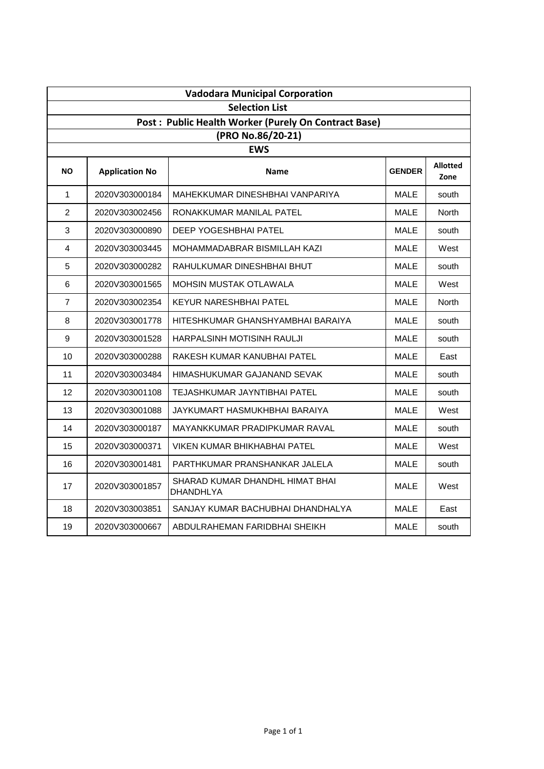| Vadodara Municipal Corporation | | | | |
|---|---|---|---|---|
| Selection List | | | | |
| Post : Public Health Worker (Purely On Contract Base) | | | | |
| (PRO No.86/20-21) | | | | |
| EWS | | | | |
| NO | Application No | Name | GENDER | Allotted Zone |
| 1 | 2020V303000184 | MAHEKKUMAR DINESHBHAI VANPARIYA | MALE | south |
| 2 | 2020V303002456 | RONAKKUMAR MANILAL PATEL | MALE | North |
| 3 | 2020V303000890 | DEEP YOGESHBHAI PATEL | MALE | south |
| 4 | 2020V303003445 | MOHAMMADABRAR BISMILLAH KAZI | MALE | West |
| 5 | 2020V303000282 | RAHULKUMAR DINESHBHAI BHUT | MALE | south |
| 6 | 2020V303001565 | MOHSIN MUSTAK OTLAWALA | MALE | West |
| 7 | 2020V303002354 | KEYUR NARESHBHAI PATEL | MALE | North |
| 8 | 2020V303001778 | HITESHKUMAR GHANSHYAMBHAI BARAIYA | MALE | south |
| 9 | 2020V303001528 | HARPALSINH MOTISINH RAULJI | MALE | south |
| 10 | 2020V303000288 | RAKESH KUMAR KANUBHAI PATEL | MALE | East |
| 11 | 2020V303003484 | HIMASHUKUMAR GAJANAND SEVAK | MALE | south |
| 12 | 2020V303001108 | TEJASHKUMAR JAYNTIBHAI PATEL | MALE | south |
| 13 | 2020V303001088 | JAYKUMART HASMUKHBHAI BARAIYA | MALE | West |
| 14 | 2020V303000187 | MAYANKKUMAR PRADIPKUMAR RAVAL | MALE | south |
| 15 | 2020V303000371 | VIKEN KUMAR BHIKHABHAI PATEL | MALE | West |
| 16 | 2020V303001481 | PARTHKUMAR PRANSHANKAR JALELA | MALE | south |
| 17 | 2020V303001857 | SHARAD KUMAR DHANDHL HIMAT BHAI DHANDHLYA | MALE | West |
| 18 | 2020V303003851 | SANJAY KUMAR BACHUBHAI DHANDHALYA | MALE | East |
| 19 | 2020V303000667 | ABDULRAHEMAN FARIDBHAI SHEIKH | MALE | south |